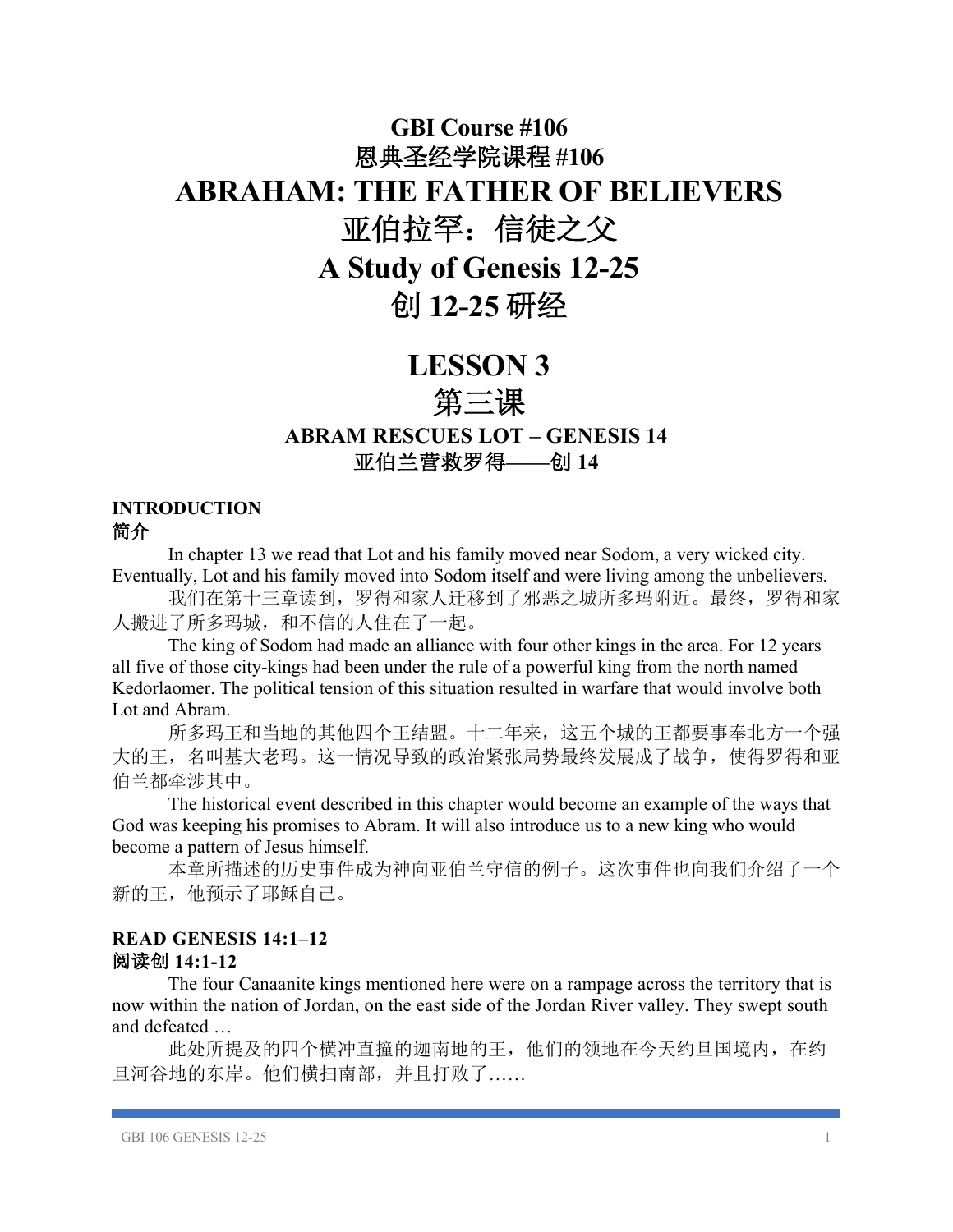# GBI Course #106

# 恩典圣经学院课程 #106

# ABRAHAM: THE FATHER OF BELIEVERS

# 亚伯拉罕：信徒之父

# A Study of Genesis 12-25

# 创 12-25 研经

## LESSON 3

## 第三课

### ABRAM RESCUES LOT – GENESIS 14

### 亚伯兰营救罗得——创 14

**INTRODUCTION**
**简介**

In chapter 13 we read that Lot and his family moved near Sodom, a very wicked city. Eventually, Lot and his family moved into Sodom itself and were living among the unbelievers.

我们在第十三章读到，罗得和家人迁移到了邪恶之城所多玛附近。最终，罗得和家人搬进了所多玛城，和不信的人住在了一起。

The king of Sodom had made an alliance with four other kings in the area. For 12 years all five of those city-kings had been under the rule of a powerful king from the north named Kedorlaomer. The political tension of this situation resulted in warfare that would involve both Lot and Abram.

所多玛王和当地的其他四个王结盟。十二年来，这五个城的王都要事奉北方一个强大的王，名叫基大老玛。这一情况导致的政治紧张局势最终发展成了战争，使得罗得和亚伯兰都牵涉其中。

The historical event described in this chapter would become an example of the ways that God was keeping his promises to Abram. It will also introduce us to a new king who would become a pattern of Jesus himself.

本章所描述的历史事件成为神向亚伯兰守信的例子。这次事件也向我们介绍了一个新的王，他预示了耶稣自己。

**READ GENESIS 14:1–12**
**阅读创 14:1-12**

The four Canaanite kings mentioned here were on a rampage across the territory that is now within the nation of Jordan, on the east side of the Jordan River valley. They swept south and defeated …

此处所提及的四个横冲直撞的迦南地的王，他们的领地在今天约旦国境内，在约旦河谷地的东岸。他们横扫南部，并且打败了……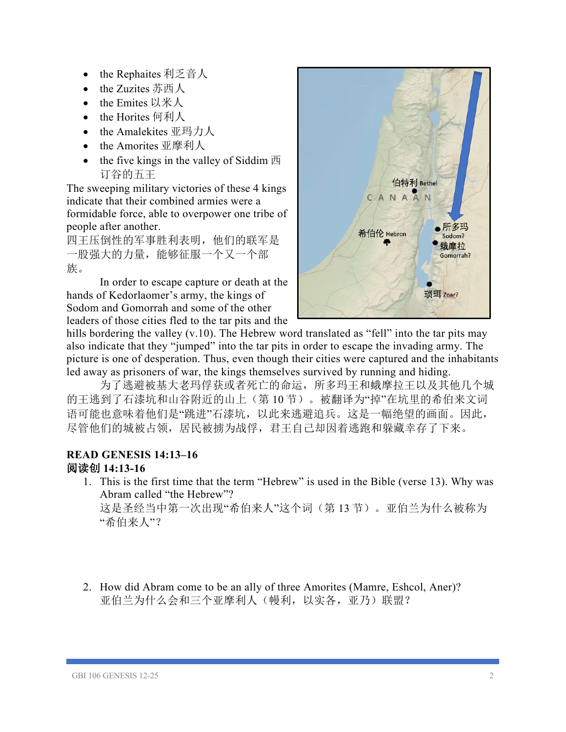- the Rephaites 利乏音人
- the Zuzites 苏西人
- the Emites 以米人
- the Horites 何利人
- the Amalekites 亚玛力人
- the Amorites 亚摩利人
- the five kings in the valley of Siddim 西订谷的五王

The sweeping military victories of these 4 kings indicate that their combined armies were a formidable force, able to overpower one tribe of people after another.
四王压倒性的军事胜利表明，他们的联军是一股强大的力量，能够征服一个又一个部族。

In order to escape capture or death at the hands of Kedorlaomer's army, the kings of Sodom and Gomorrah and some of the other leaders of those cities fled to the tar pits and the hills bordering the valley (v.10). The Hebrew word translated as "fell" into the tar pits may also indicate that they "jumped" into the tar pits in order to escape the invading army. The picture is one of desperation. Thus, even though their cities were captured and the inhabitants led away as prisoners of war, the kings themselves survived by running and hiding.

为了逃避被基大老玛俘获或者死亡的命运，所多玛王和蛾摩拉王以及其他几个城的王逃到了石漆坑和山谷附近的山上（第 10 节）。被翻译为"掉"在坑里的希伯来文词语可能也意味着他们是"跳进"石漆坑，以此来逃避追兵。这是一幅绝望的画面。因此，尽管他们的城被占领，居民被掳为战俘，君王自己却因着逃跑和躲藏幸存了下来。

**READ GENESIS 14:13–16**
**阅读创 14:13-16**

1. This is the first time that the term "Hebrew" is used in the Bible (verse 13). Why was Abram called "the Hebrew"?
   这是圣经当中第一次出现"希伯来人"这个词（第 13 节）。亚伯兰为什么被称为"希伯来人"？

2. How did Abram come to be an ally of three Amorites (Mamre, Eshcol, Aner)?
   亚伯兰为什么会和三个亚摩利人（幔利，以实各，亚乃）联盟？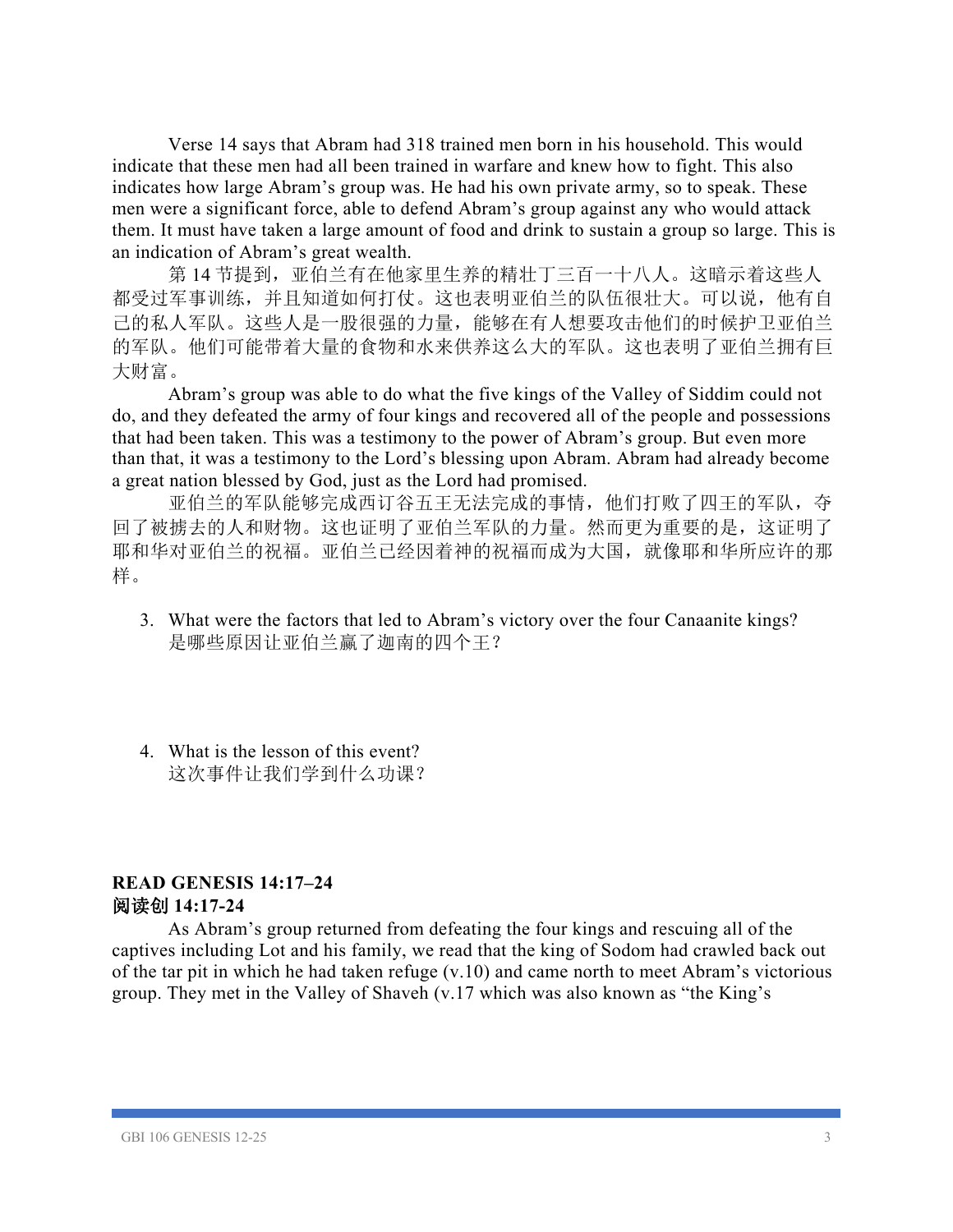Verse 14 says that Abram had 318 trained men born in his household. This would indicate that these men had all been trained in warfare and knew how to fight. This also indicates how large Abram's group was. He had his own private army, so to speak. These men were a significant force, able to defend Abram's group against any who would attack them. It must have taken a large amount of food and drink to sustain a group so large. This is an indication of Abram's great wealth.

第 14 节提到，亚伯兰有在他家里生养的精壮丁三百一十八人。这暗示着这些人都受过军事训练，并且知道如何打仗。这也表明亚伯兰的队伍很壮大。可以说，他有自己的私人军队。这些人是一股很强的力量，能够在有人想要攻击他们的时候护卫亚伯兰的军队。他们可能带着大量的食物和水来供养这么大的军队。这也表明了亚伯兰拥有巨大财富。

Abram's group was able to do what the five kings of the Valley of Siddim could not do, and they defeated the army of four kings and recovered all of the people and possessions that had been taken. This was a testimony to the power of Abram's group. But even more than that, it was a testimony to the Lord's blessing upon Abram. Abram had already become a great nation blessed by God, just as the Lord had promised.

亚伯兰的军队能够完成西订谷五王无法完成的事情，他们打败了四王的军队，夺回了被掳去的人和财物。这也证明了亚伯兰军队的力量。然而更为重要的是，这证明了耶和华对亚伯兰的祝福。亚伯兰已经因着神的祝福而成为大国，就像耶和华所应许的那样。

3. What were the factors that led to Abram's victory over the four Canaanite kings?
   是哪些原因让亚伯兰赢了迦南的四个王？

4. What is the lesson of this event?
   这次事件让我们学到什么功课？

**READ GENESIS 14:17–24**
**阅读创 14:17-24**

As Abram's group returned from defeating the four kings and rescuing all of the captives including Lot and his family, we read that the king of Sodom had crawled back out of the tar pit in which he had taken refuge (v.10) and came north to meet Abram's victorious group. They met in the Valley of Shaveh (v.17 which was also known as "the King's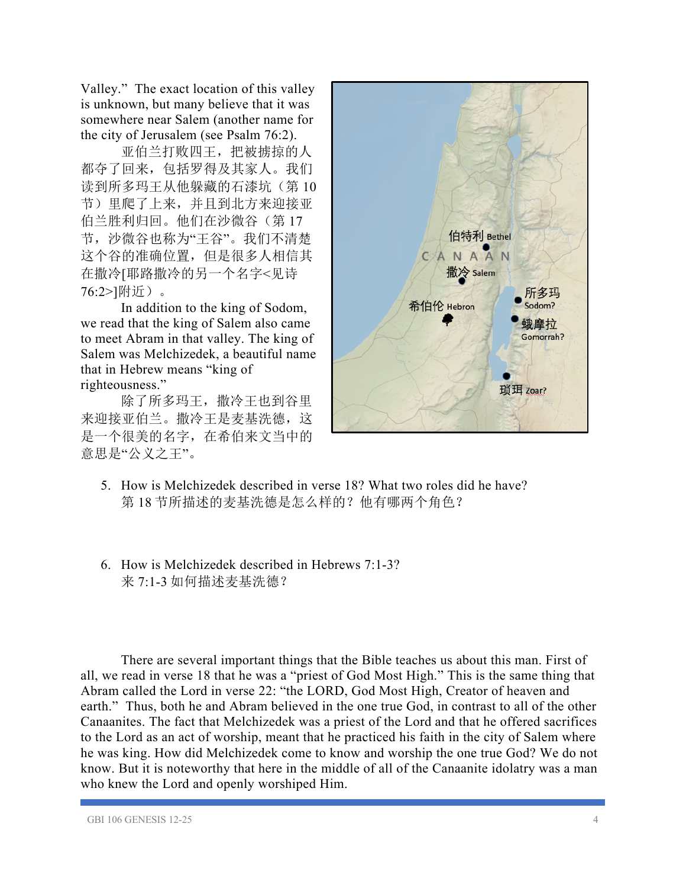Valley." The exact location of this valley is unknown, but many believe that it was somewhere near Salem (another name for the city of Jerusalem (see Psalm 76:2).

亚伯兰打败四王，把被掳掠的人都夺了回来，包括罗得及其家人。我们读到所多玛王从他躲藏的石漆坑（第 10 节）里爬了上来，并且到北方来迎接亚伯兰胜利归回。他们在沙微谷（第 17 节，沙微谷也称为"王谷"。我们不清楚这个谷的准确位置，但是很多人相信其在撒冷[耶路撒冷的另一个名字<见诗 76:2>]附近）。

In addition to the king of Sodom, we read that the king of Salem also came to meet Abram in that valley. The king of Salem was Melchizedek, a beautiful name that in Hebrew means "king of righteousness."

除了所多玛王，撒冷王也到谷里来迎接亚伯兰。撒冷王是麦基洗德，这是一个很美的名字，在希伯来文当中的意思是"公义之王"。

5. How is Melchizedek described in verse 18? What two roles did he have?
   第 18 节所描述的麦基洗德是怎么样的？他有哪两个角色？

6. How is Melchizedek described in Hebrews 7:1-3?
   来 7:1-3 如何描述麦基洗德？

There are several important things that the Bible teaches us about this man. First of all, we read in verse 18 that he was a "priest of God Most High." This is the same thing that Abram called the Lord in verse 22: "the LORD, God Most High, Creator of heaven and earth." Thus, both he and Abram believed in the one true God, in contrast to all of the other Canaanites. The fact that Melchizedek was a priest of the Lord and that he offered sacrifices to the Lord as an act of worship, meant that he practiced his faith in the city of Salem where he was king. How did Melchizedek come to know and worship the one true God? We do not know. But it is noteworthy that here in the middle of all of the Canaanite idolatry was a man who knew the Lord and openly worshiped Him.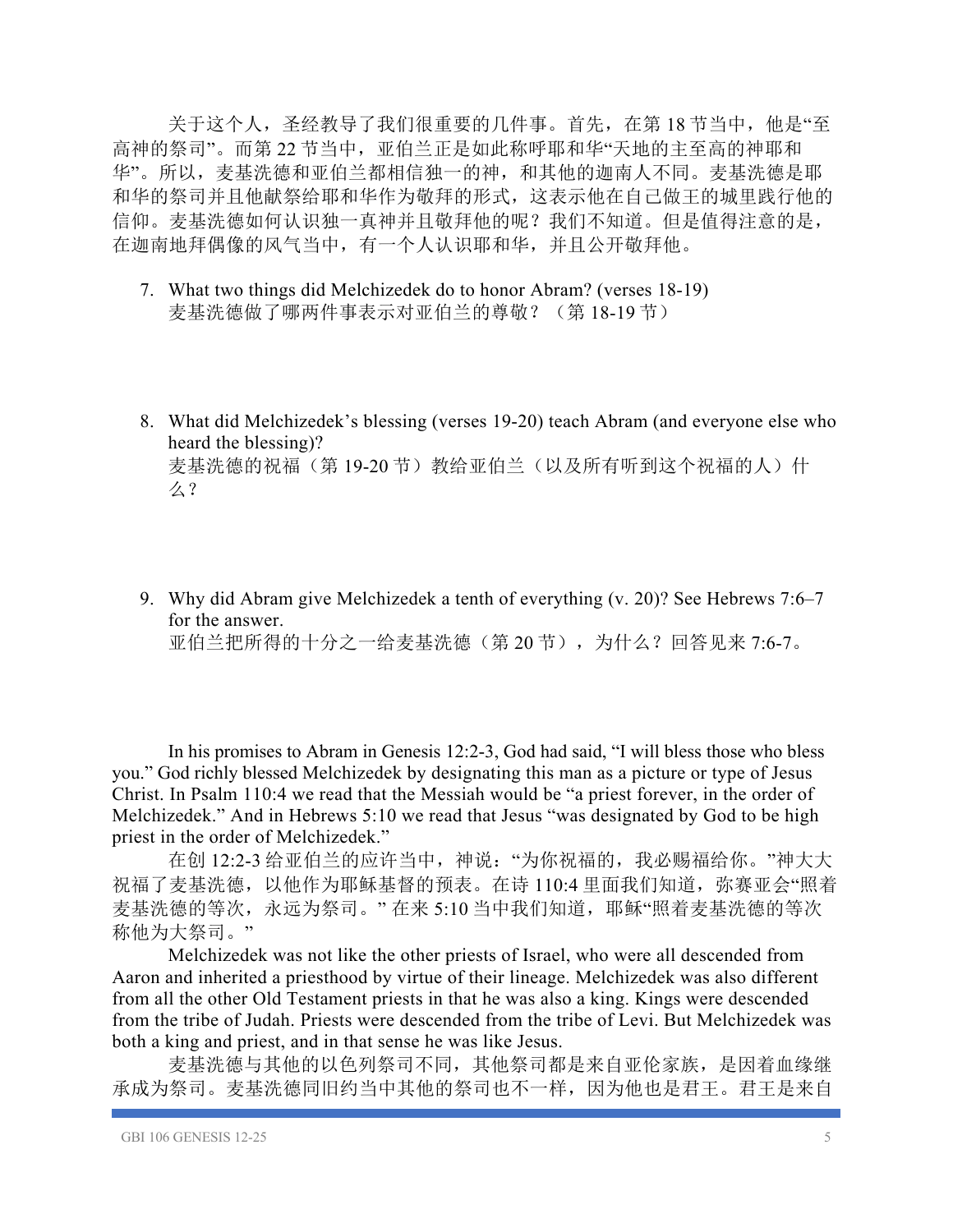关于这个人，圣经教导了我们很重要的几件事。首先，在第 18 节当中，他是“至高神的祭司”。而第 22 节当中，亚伯兰正是如此称呼耶和华“天地的主至高的神耶和华”。所以，麦基洗德和亚伯兰都相信独一的神，和其他的迦南人不同。麦基洗德是耶和华的祭司并且他献祭给耶和华作为敬拜的形式，这表示他在自己做王的城里践行他的信仰。麦基洗德如何认识独一真神并且敬拜他的呢？我们不知道。但是值得注意的是，在迦南地拜偶像的风气当中，有一个人认识耶和华，并且公开敬拜他。

7. What two things did Melchizedek do to honor Abram? (verses 18-19)
   麦基洗德做了哪两件事表示对亚伯兰的尊敬？（第 18-19 节）

8. What did Melchizedek's blessing (verses 19-20) teach Abram (and everyone else who heard the blessing)?
   麦基洗德的祝福（第 19-20 节）教给亚伯兰（以及所有听到这个祝福的人）什么？

9. Why did Abram give Melchizedek a tenth of everything (v. 20)? See Hebrews 7:6–7 for the answer.
   亚伯兰把所得的十分之一给麦基洗德（第 20 节），为什么？回答见来 7:6-7。

In his promises to Abram in Genesis 12:2-3, God had said, “I will bless those who bless you.” God richly blessed Melchizedek by designating this man as a picture or type of Jesus Christ. In Psalm 110:4 we read that the Messiah would be “a priest forever, in the order of Melchizedek.” And in Hebrews 5:10 we read that Jesus “was designated by God to be high priest in the order of Melchizedek.”

在创 12:2-3 给亚伯兰的应许当中，神说：“为你祝福的，我必赐福给你。”神大大祝福了麦基洗德，以他作为耶稣基督的预表。在诗 110:4 里面我们知道，弥赛亚会“照着麦基洗德的等次，永远为祭司。” 在来 5:10 当中我们知道，耶稣“照着麦基洗德的等次称他为大祭司。”

Melchizedek was not like the other priests of Israel, who were all descended from Aaron and inherited a priesthood by virtue of their lineage. Melchizedek was also different from all the other Old Testament priests in that he was also a king. Kings were descended from the tribe of Judah. Priests were descended from the tribe of Levi. But Melchizedek was both a king and priest, and in that sense he was like Jesus.

麦基洗德与其他的以色列祭司不同，其他祭司都是来自亚伦家族，是因着血缘继承成为祭司。麦基洗德同旧约当中其他的祭司也不一样，因为他也是君王。君王是来自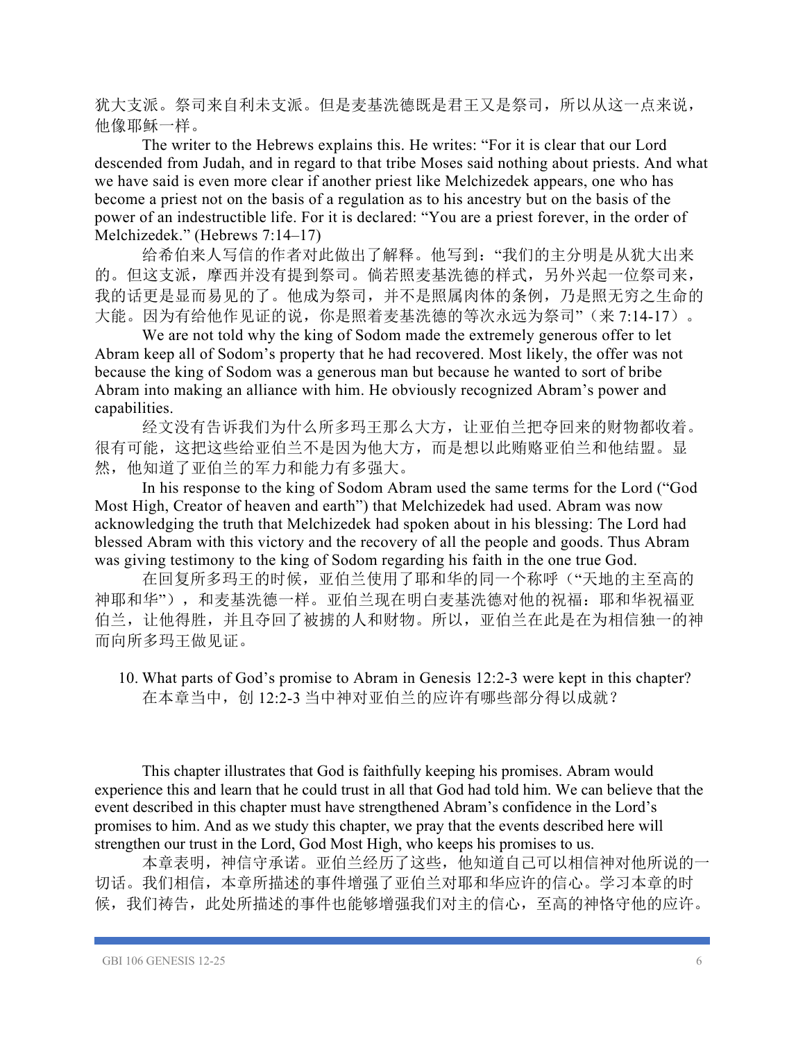犹大支派。祭司来自利未支派。但是麦基洗德既是君王又是祭司，所以从这一点来说，他像耶稣一样。

The writer to the Hebrews explains this. He writes: “For it is clear that our Lord descended from Judah, and in regard to that tribe Moses said nothing about priests. And what we have said is even more clear if another priest like Melchizedek appears, one who has become a priest not on the basis of a regulation as to his ancestry but on the basis of the power of an indestructible life. For it is declared: “You are a priest forever, in the order of Melchizedek.” (Hebrews 7:14–17)

给希伯来人写信的作者对此做出了解释。他写到：“我们的主分明是从犹大出来的。但这支派，摩西并没有提到祭司。倘若照麦基洗德的样式，另外兴起一位祭司来，我的话更是显而易见的了。他成为祭司，并不是照属肉体的条例，乃是照无穷之生命的大能。因为有给他作见证的说，你是照着麦基洗德的等次永远为祭司”（来 7:14-17）。

We are not told why the king of Sodom made the extremely generous offer to let Abram keep all of Sodom’s property that he had recovered. Most likely, the offer was not because the king of Sodom was a generous man but because he wanted to sort of bribe Abram into making an alliance with him. He obviously recognized Abram’s power and capabilities.

经文没有告诉我们为什么所多玛王那么大方，让亚伯兰把夺回来的财物都收着。很有可能，这把这些给亚伯兰不是因为他大方，而是想以此贿赂亚伯兰和他结盟。显然，他知道了亚伯兰的军力和能力有多强大。

In his response to the king of Sodom Abram used the same terms for the Lord (“God Most High, Creator of heaven and earth”) that Melchizedek had used. Abram was now acknowledging the truth that Melchizedek had spoken about in his blessing: The Lord had blessed Abram with this victory and the recovery of all the people and goods. Thus Abram was giving testimony to the king of Sodom regarding his faith in the one true God.

在回复所多玛王的时候，亚伯兰使用了耶和华的同一个称呼（“天地的主至高的神耶和华”），和麦基洗德一样。亚伯兰现在明白麦基洗德对他的祝福：耶和华祝福亚伯兰，让他得胜，并且夺回了被掳的人和财物。所以，亚伯兰在此是在为相信独一的神而向所多玛王做见证。

10. What parts of God’s promise to Abram in Genesis 12:2-3 were kept in this chapter?
    在本章当中，创 12:2-3 当中神对亚伯兰的应许有哪些部分得以成就？

This chapter illustrates that God is faithfully keeping his promises. Abram would experience this and learn that he could trust in all that God had told him. We can believe that the event described in this chapter must have strengthened Abram’s confidence in the Lord’s promises to him. And as we study this chapter, we pray that the events described here will strengthen our trust in the Lord, God Most High, who keeps his promises to us.

本章表明，神信守承诺。亚伯兰经历了这些，他知道自己可以相信神对他所说的一切话。我们相信，本章所描述的事件增强了亚伯兰对耶和华应许的信心。学习本章的时候，我们祷告，此处所描述的事件也能够增强我们对主的信心，至高的神恪守他的应许。